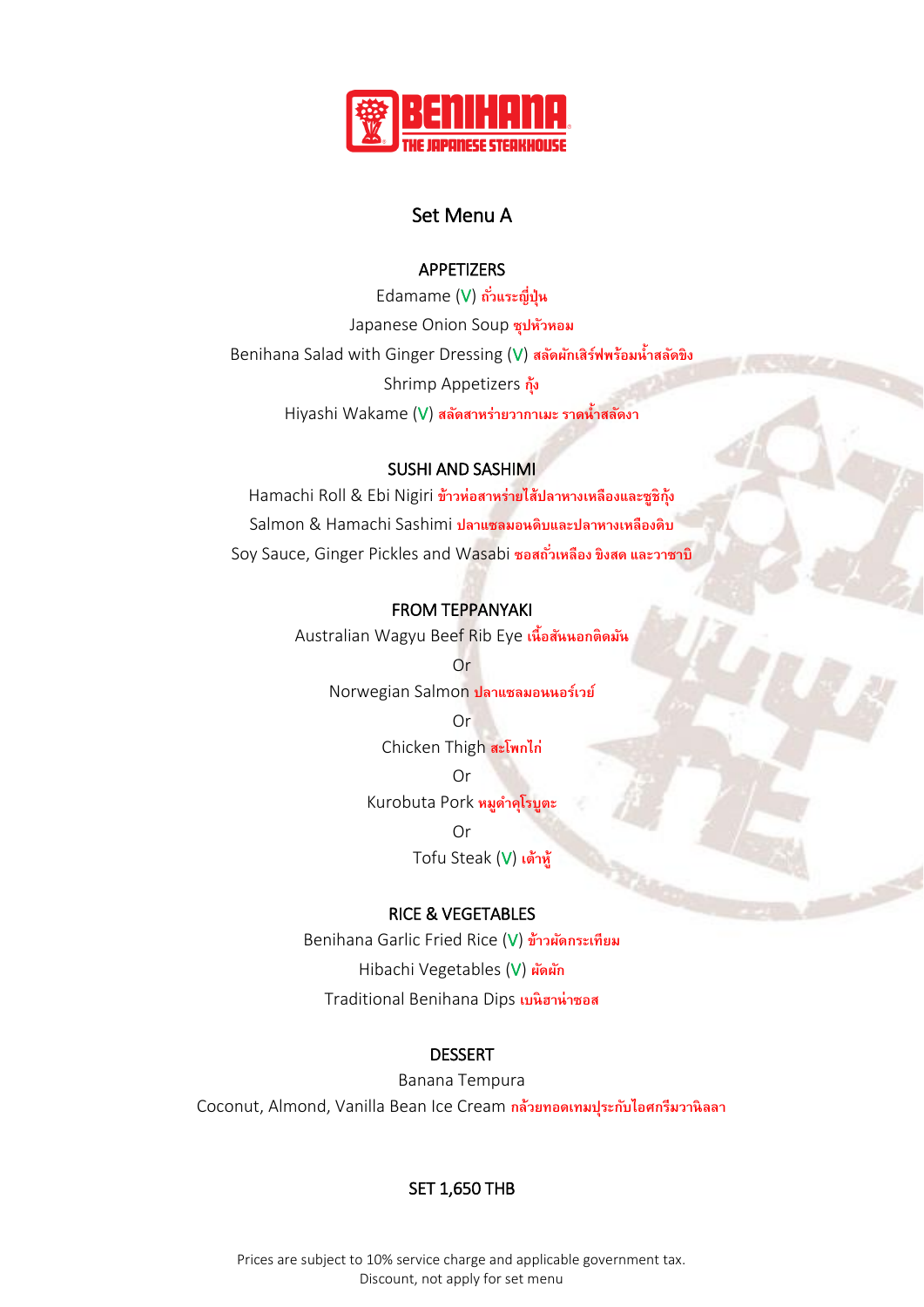BENIHANA
THE JAPANESE STEAKHOUSE

# Set Menu A

## APPETIZERS

Edamame (V) ถั่วแระญี่ปุ่น

Japanese Onion Soup ซุปหัวหอม

Benihana Salad with Ginger Dressing (V) สลัดผักเสิร์ฟพร้อมน้ำสลัดขิง

Shrimp Appetizers กุ้ง

Hiyashi Wakame (V) สลัดสาหร่ายวากาเมะ ราดน้ำสลัดงา

## SUSHI AND SASHIMI

Hamachi Roll & Ebi Nigiri ข้าวห่อสาหร่ายไส้ปลาหางเหลืองและซูชิกุ้ง

Salmon & Hamachi Sashimi ปลาแซลมอนดิบและปลาหางเหลืองดิบ

Soy Sauce, Ginger Pickles and Wasabi ซอสถั่วเหลือง ขิงสด และวาซาบิ

## FROM TEPPANYAKI

Australian Wagyu Beef Rib Eye เนื้อสันนอกติดมัน

Or

Norwegian Salmon ปลาแซลมอนนอร์เวย์

Or

Chicken Thigh สะโพกไก่

Or

Kurobuta Pork หมูดำคุโรบูตะ

Or

Tofu Steak (V) เต้าหู้

## RICE & VEGETABLES

Benihana Garlic Fried Rice (V) ข้าวผัดกระเทียม

Hibachi Vegetables (V) ผัดผัก

Traditional Benihana Dips เบนิฮาน่าซอส

## DESSERT

Banana Tempura

Coconut, Almond, Vanilla Bean Ice Cream กล้วยทอดเทมปุระกับไอศกรีมวานิลลา

**SET 1,650 THB**

Prices are subject to 10% service charge and applicable government tax.
Discount, not apply for set menu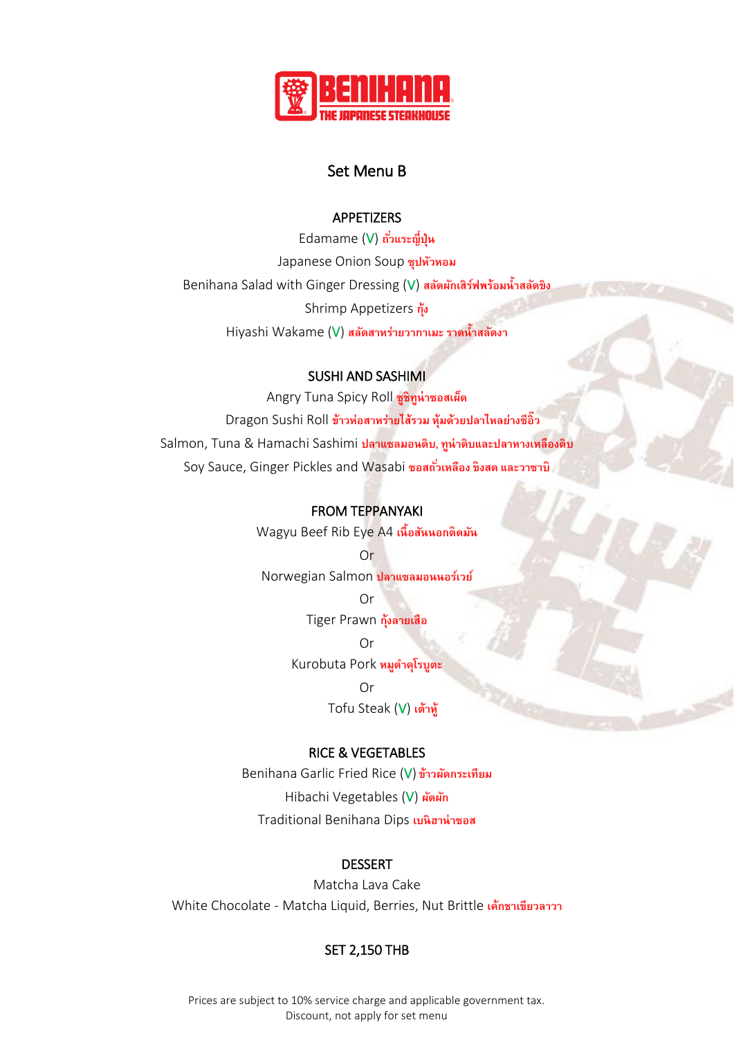# Set Menu B

## APPETIZERS

Edamame (V) ถั่วแระญี่ปุ่น

Japanese Onion Soup ซุปหัวหอม

Benihana Salad with Ginger Dressing (V) สลัดผักเสิร์ฟพร้อมน้ำสลัดขิง

Shrimp Appetizers กุ้ง

Hiyashi Wakame (V) สลัดสาหร่ายวากาเมะ ราดน้ำสลัดงา

## SUSHI AND SASHIMI

Angry Tuna Spicy Roll ซูชิทูน่าซอสเผ็ด

Dragon Sushi Roll ข้าวห่อสาหร่ายไส้รวม หุ้มด้วยปลาไหลย่างซีอิ๊ว

Salmon, Tuna & Hamachi Sashimi ปลาแซลมอนดิบ, ทูน่าดิบและปลาหางเหลืองดิบ

Soy Sauce, Ginger Pickles and Wasabi ซอสถั่วเหลือง ขิงสด และวาซาบิ

## FROM TEPPANYAKI

Wagyu Beef Rib Eye A4 เนื้อสันนอกติดมัน

Or

Norwegian Salmon ปลาแซลมอนนอร์เวย์

Or

Tiger Prawn กุ้งลายเสือ

Or

Kurobuta Pork หมูดำคุโรบูตะ

Or

Tofu Steak (V) เต้าหู้

## RICE & VEGETABLES

Benihana Garlic Fried Rice (V) ข้าวผัดกระเทียม

Hibachi Vegetables (V) ผัดผัก

Traditional Benihana Dips เบนิฮาน่าซอส

## DESSERT

Matcha Lava Cake

White Chocolate - Matcha Liquid, Berries, Nut Brittle เค้กชาเขียวลาวา

## SET 2,150 THB

Prices are subject to 10% service charge and applicable government tax.
Discount, not apply for set menu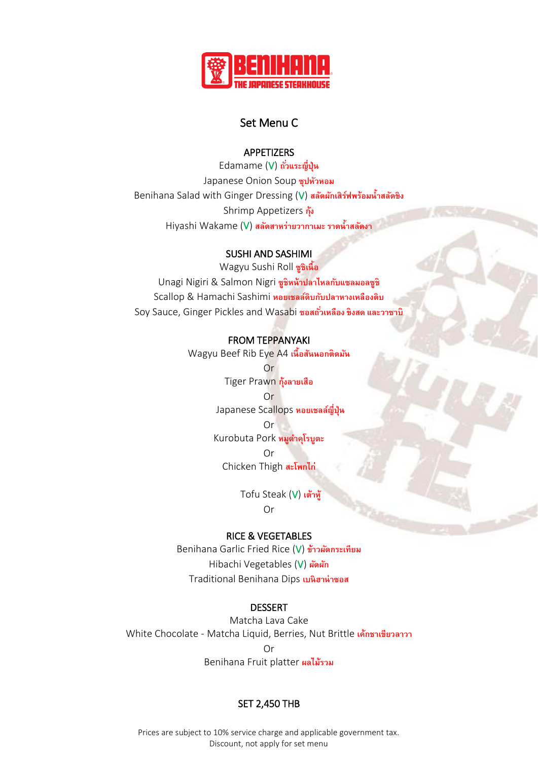# Set Menu C

## APPETIZERS

Edamame (V) ถั่วแระญี่ปุ่น
Japanese Onion Soup ซุปหัวหอม
Benihana Salad with Ginger Dressing (V) สลัดผักเสิร์ฟพร้อมน้ำสลัดขิง
Shrimp Appetizers กุ้ง
Hiyashi Wakame (V) สลัดสาหร่ายวากาเมะ ราดน้ำสลัดงา

## SUSHI AND SASHIMI

Wagyu Sushi Roll ซูชิเนื้อ
Unagi Nigiri & Salmon Nigri ซูชิหน้าปลาไหลกับแซลมอลซูชิ
Scallop & Hamachi Sashimi หอยเชลล์ดิบกับปลาหางเหลืองดิบ
Soy Sauce, Ginger Pickles and Wasabi ซอสถั่วเหลือง ขิงสด และวาซาบิ

## FROM TEPPANYAKI

Wagyu Beef Rib Eye A4 เนื้อสันนอกติดมัน
Or
Tiger Prawn กุ้งลายเสือ
Or
Japanese Scallops หอยเชลล์ญี่ปุ่น
Or
Kurobuta Pork หมูดำคุโรบูตะ
Or
Chicken Thigh สะโพกไก่

Tofu Steak (V) เต้าหู้
Or

## RICE & VEGETABLES

Benihana Garlic Fried Rice (V) ข้าวผัดกระเทียม
Hibachi Vegetables (V) ผัดผัก
Traditional Benihana Dips เบนิฮาน่าซอส

## DESSERT

Matcha Lava Cake
White Chocolate - Matcha Liquid, Berries, Nut Brittle เค้กชาเขียวลาวา
Or
Benihana Fruit platter ผลไม้รวม

## SET 2,450 THB

Prices are subject to 10% service charge and applicable government tax.
Discount, not apply for set menu